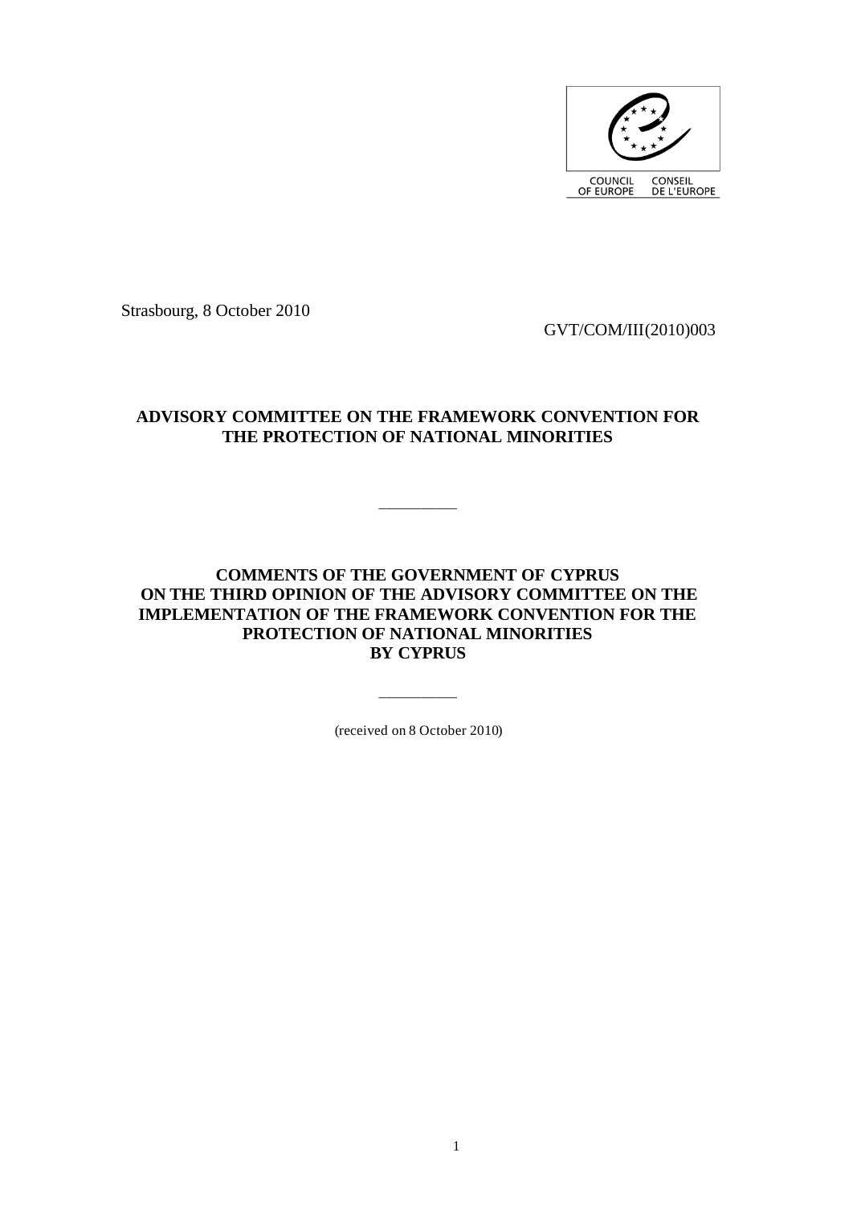COUNCIL OF EUROPE — CONSEIL DE L'EUROPE

Strasbourg, 8 October 2010

GVT/COM/III(2010)003

# ADVISORY COMMITTEE ON THE FRAMEWORK CONVENTION FOR THE PROTECTION OF NATIONAL MINORITIES

---

# COMMENTS OF THE GOVERNMENT OF CYPRUS ON THE THIRD OPINION OF THE ADVISORY COMMITTEE ON THE IMPLEMENTATION OF THE FRAMEWORK CONVENTION FOR THE PROTECTION OF NATIONAL MINORITIES BY CYPRUS

---

(received on 8 October 2010)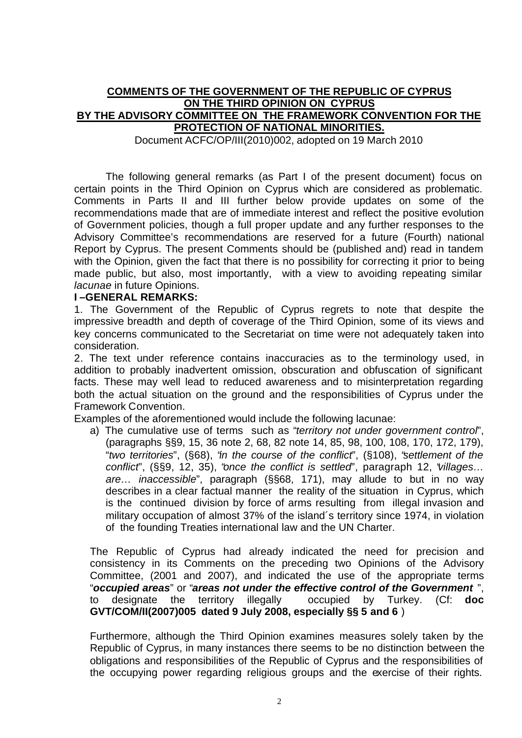**COMMENTS OF THE GOVERNMENT OF THE REPUBLIC OF CYPRUS ON THE THIRD OPINION ON CYPRUS BY THE ADVISORY COMMITTEE ON THE FRAMEWORK CONVENTION FOR THE PROTECTION OF NATIONAL MINORITIES.**

Document ACFC/OP/III(2010)002, adopted on 19 March 2010

The following general remarks (as Part I of the present document) focus on certain points in the Third Opinion on Cyprus which are considered as problematic. Comments in Parts II and III further below provide updates on some of the recommendations made that are of immediate interest and reflect the positive evolution of Government policies, though a full proper update and any further responses to the Advisory Committee's recommendations are reserved for a future (Fourth) national Report by Cyprus. The present Comments should be (published and) read in tandem with the Opinion, given the fact that there is no possibility for correcting it prior to being made public, but also, most importantly, with a view to avoiding repeating similar *lacunae* in future Opinions.

**I –GENERAL REMARKS:**

1. The Government of the Republic of Cyprus regrets to note that despite the impressive breadth and depth of coverage of the Third Opinion, some of its views and key concerns communicated to the Secretariat on time were not adequately taken into consideration.

2. The text under reference contains inaccuracies as to the terminology used, in addition to probably inadvertent omission, obscuration and obfuscation of significant facts. These may well lead to reduced awareness and to misinterpretation regarding both the actual situation on the ground and the responsibilities of Cyprus under the Framework Convention.

Examples of the aforementioned would include the following lacunae:

a) The cumulative use of terms such as "*territory not under government control*", (paragraphs §§9, 15, 36 note 2, 68, 82 note 14, 85, 98, 100, 108, 170, 172, 179), "*two territories*", (§68), "*in the course of the conflict*", (§108), "*settlement of the conflict*", (§§9, 12, 35), "*once the conflict is settled*", paragraph 12, "*villages… are… inaccessible*", paragraph (§§68, 171), may allude to but in no way describes in a clear factual manner the reality of the situation in Cyprus, which is the continued division by force of arms resulting from illegal invasion and military occupation of almost 37% of the island´s territory since 1974, in violation of the founding Treaties international law and the UN Charter.

The Republic of Cyprus had already indicated the need for precision and consistency in its Comments on the preceding two Opinions of the Advisory Committee, (2001 and 2007), and indicated the use of the appropriate terms "***occupied areas***" or "***areas not under the effective control of the Government*** ", to designate the territory illegally occupied by Turkey. (Cf: **doc GVT/COM/II(2007)005 dated 9 July 2008, especially §§ 5 and 6** )

Furthermore, although the Third Opinion examines measures solely taken by the Republic of Cyprus, in many instances there seems to be no distinction between the obligations and responsibilities of the Republic of Cyprus and the responsibilities of the occupying power regarding religious groups and the exercise of their rights.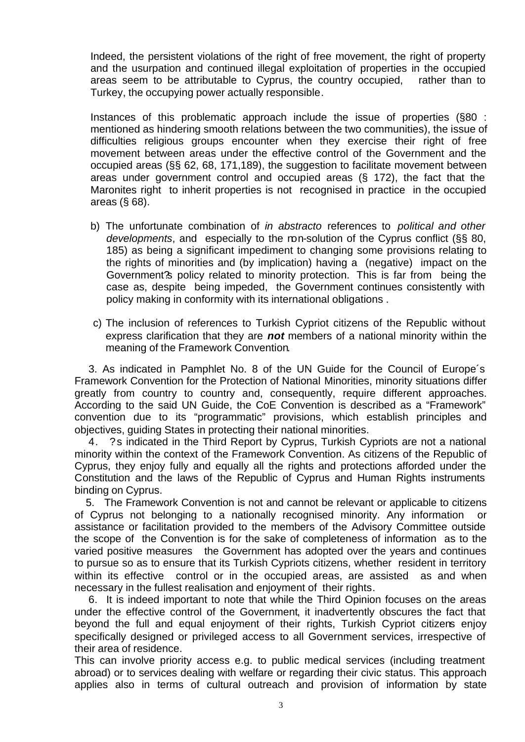Indeed, the persistent violations of the right of free movement, the right of property and the usurpation and continued illegal exploitation of properties in the occupied areas seem to be attributable to Cyprus, the country occupied, rather than to Turkey, the occupying power actually responsible.

Instances of this problematic approach include the issue of properties (§80 : mentioned as hindering smooth relations between the two communities), the issue of difficulties religious groups encounter when they exercise their right of free movement between areas under the effective control of the Government and the occupied areas (§§ 62, 68, 171,189), the suggestion to facilitate movement between areas under government control and occupied areas (§ 172), the fact that the Maronites right to inherit properties is not recognised in practice in the occupied areas (§ 68).

b) The unfortunate combination of *in abstracto* references to *political and other developments*, and especially to the non-solution of the Cyprus conflict (§§ 80, 185) as being a significant impediment to changing some provisions relating to the rights of minorities and (by implication) having a (negative) impact on the Government?s policy related to minority protection. This is far from being the case as, despite being impeded, the Government continues consistently with policy making in conformity with its international obligations .

c) The inclusion of references to Turkish Cypriot citizens of the Republic without express clarification that they are ***not*** members of a national minority within the meaning of the Framework Convention.

3. As indicated in Pamphlet No. 8 of the UN Guide for the Council of Europe´s Framework Convention for the Protection of National Minorities, minority situations differ greatly from country to country and, consequently, require different approaches. According to the said UN Guide, the CoE Convention is described as a "Framework" convention due to its "programmatic" provisions, which establish principles and objectives, guiding States in protecting their national minorities.

4. ?s indicated in the Third Report by Cyprus, Turkish Cypriots are not a national minority within the context of the Framework Convention. As citizens of the Republic of Cyprus, they enjoy fully and equally all the rights and protections afforded under the Constitution and the laws of the Republic of Cyprus and Human Rights instruments binding on Cyprus.

5. The Framework Convention is not and cannot be relevant or applicable to citizens of Cyprus not belonging to a nationally recognised minority. Any information or assistance or facilitation provided to the members of the Advisory Committee outside the scope of the Convention is for the sake of completeness of information as to the varied positive measures the Government has adopted over the years and continues to pursue so as to ensure that its Turkish Cypriots citizens, whether resident in territory within its effective control or in the occupied areas, are assisted as and when necessary in the fullest realisation and enjoyment of their rights.

6. It is indeed important to note that while the Third Opinion focuses on the areas under the effective control of the Government, it inadvertently obscures the fact that beyond the full and equal enjoyment of their rights, Turkish Cypriot citizens enjoy specifically designed or privileged access to all Government services, irrespective of their area of residence.

This can involve priority access e.g. to public medical services (including treatment abroad) or to services dealing with welfare or regarding their civic status. This approach applies also in terms of cultural outreach and provision of information by state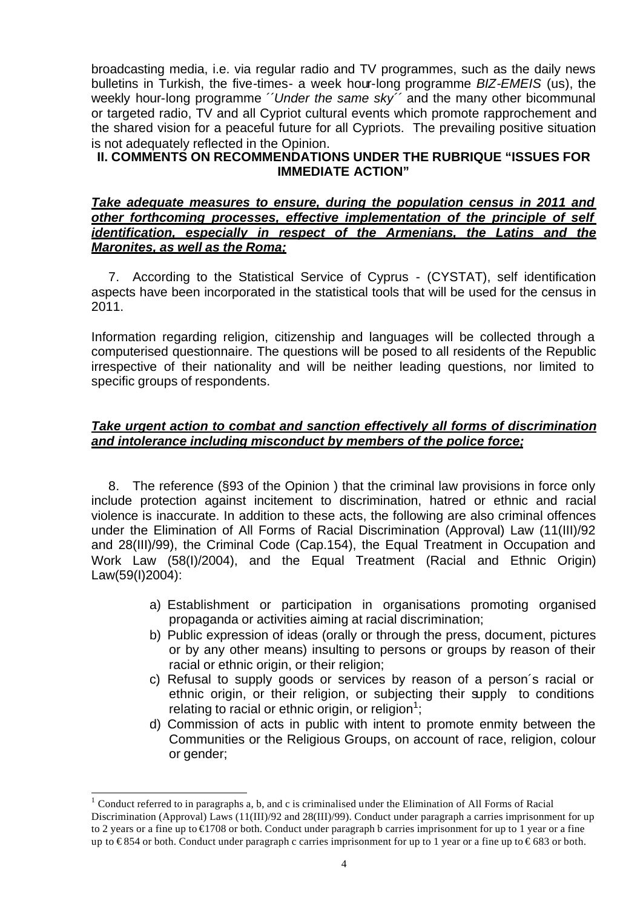broadcasting media, i.e. via regular radio and TV programmes, such as the daily news bulletins in Turkish, the five-times- a week hour-long programme *BIZ-EMEIS* (us), the weekly hour-long programme *´´Under the same sky´´* and the many other bicommunal or targeted radio, TV and all Cypriot cultural events which promote rapprochement and the shared vision for a peaceful future for all Cypriots. The prevailing positive situation is not adequately reflected in the Opinion.

## II. COMMENTS ON RECOMMENDATIONS UNDER THE RUBRIQUE "ISSUES FOR IMMEDIATE ACTION"

***Take adequate measures to ensure, during the population census in 2011 and other forthcoming processes, effective implementation of the principle of self identification, especially in respect of the Armenians, the Latins and the Maronites, as well as the Roma;***

7. According to the Statistical Service of Cyprus - (CYSTAT), self identification aspects have been incorporated in the statistical tools that will be used for the census in 2011.

Information regarding religion, citizenship and languages will be collected through a computerised questionnaire. The questions will be posed to all residents of the Republic irrespective of their nationality and will be neither leading questions, nor limited to specific groups of respondents.

***Take urgent action to combat and sanction effectively all forms of discrimination and intolerance including misconduct by members of the police force;***

8. The reference (§93 of the Opinion ) that the criminal law provisions in force only include protection against incitement to discrimination, hatred or ethnic and racial violence is inaccurate. In addition to these acts, the following are also criminal offences under the Elimination of All Forms of Racial Discrimination (Approval) Law (11(III)/92 and 28(III)/99), the Criminal Code (Cap.154), the Equal Treatment in Occupation and Work Law (58(I)/2004), and the Equal Treatment (Racial and Ethnic Origin) Law(59(I)2004):

a) Establishment or participation in organisations promoting organised propaganda or activities aiming at racial discrimination;
b) Public expression of ideas (orally or through the press, document, pictures or by any other means) insulting to persons or groups by reason of their racial or ethnic origin, or their religion;
c) Refusal to supply goods or services by reason of a person´s racial or ethnic origin, or their religion, or subjecting their supply to conditions relating to racial or ethnic origin, or religion[1];
d) Commission of acts in public with intent to promote enmity between the Communities or the Religious Groups, on account of race, religion, colour or gender;

[1] Conduct referred to in paragraphs a, b, and c is criminalised under the Elimination of All Forms of Racial Discrimination (Approval) Laws (11(III)/92 and 28(III)/99). Conduct under paragraph a carries imprisonment for up to 2 years or a fine up to €1708 or both. Conduct under paragraph b carries imprisonment for up to 1 year or a fine up to € 854 or both. Conduct under paragraph c carries imprisonment for up to 1 year or a fine up to € 683 or both.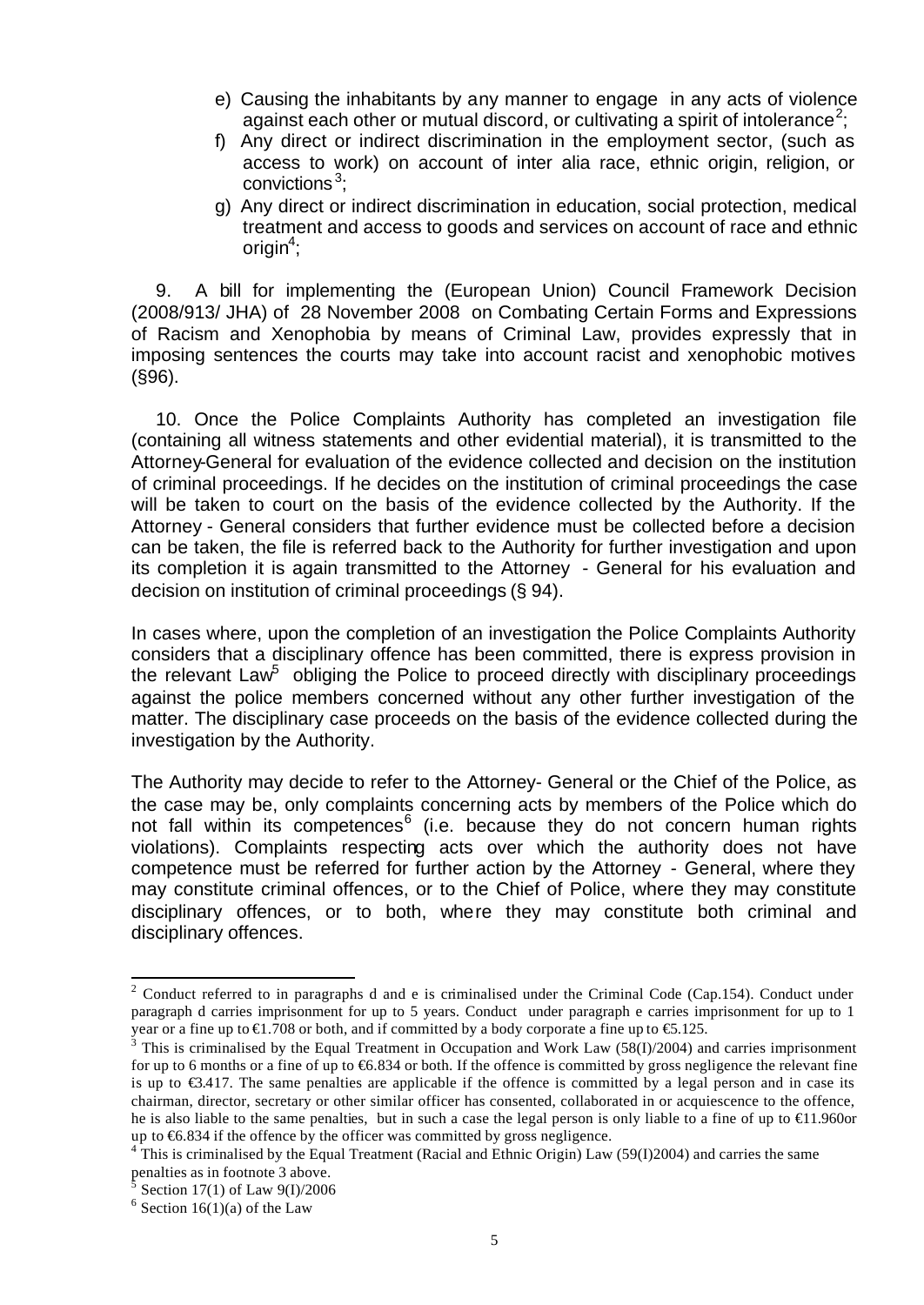e) Causing the inhabitants by any manner to engage in any acts of violence against each other or mutual discord, or cultivating a spirit of intolerance[2];

f) Any direct or indirect discrimination in the employment sector, (such as access to work) on account of inter alia race, ethnic origin, religion, or convictions[3];

g) Any direct or indirect discrimination in education, social protection, medical treatment and access to goods and services on account of race and ethnic origin[4];

9. A bill for implementing the (European Union) Council Framework Decision (2008/913/ JHA) of 28 November 2008 on Combating Certain Forms and Expressions of Racism and Xenophobia by means of Criminal Law, provides expressly that in imposing sentences the courts may take into account racist and xenophobic motives (§96).

10. Once the Police Complaints Authority has completed an investigation file (containing all witness statements and other evidential material), it is transmitted to the Attorney-General for evaluation of the evidence collected and decision on the institution of criminal proceedings. If he decides on the institution of criminal proceedings the case will be taken to court on the basis of the evidence collected by the Authority. If the Attorney - General considers that further evidence must be collected before a decision can be taken, the file is referred back to the Authority for further investigation and upon its completion it is again transmitted to the Attorney - General for his evaluation and decision on institution of criminal proceedings (§ 94).

In cases where, upon the completion of an investigation the Police Complaints Authority considers that a disciplinary offence has been committed, there is express provision in the relevant Law[5] obliging the Police to proceed directly with disciplinary proceedings against the police members concerned without any other further investigation of the matter. The disciplinary case proceeds on the basis of the evidence collected during the investigation by the Authority.

The Authority may decide to refer to the Attorney- General or the Chief of the Police, as the case may be, only complaints concerning acts by members of the Police which do not fall within its competences[6] (i.e. because they do not concern human rights violations). Complaints respecting acts over which the authority does not have competence must be referred for further action by the Attorney - General, where they may constitute criminal offences, or to the Chief of Police, where they may constitute disciplinary offences, or to both, where they may constitute both criminal and disciplinary offences.

---

[2] Conduct referred to in paragraphs d and e is criminalised under the Criminal Code (Cap.154). Conduct under paragraph d carries imprisonment for up to 5 years. Conduct under paragraph e carries imprisonment for up to 1 year or a fine up to €1.708 or both, and if committed by a body corporate a fine up to €5.125.

[3] This is criminalised by the Equal Treatment in Occupation and Work Law (58(I)/2004) and carries imprisonment for up to 6 months or a fine of up to €6.834 or both. If the offence is committed by gross negligence the relevant fine is up to €3.417. The same penalties are applicable if the offence is committed by a legal person and in case its chairman, director, secretary or other similar officer has consented, collaborated in or acquiescence to the offence, he is also liable to the same penalties, but in such a case the legal person is only liable to a fine of up to €11.960or up to €6.834 if the offence by the officer was committed by gross negligence.

[4] This is criminalised by the Equal Treatment (Racial and Ethnic Origin) Law (59(I)2004) and carries the same penalties as in footnote 3 above.

[5] Section 17(1) of Law 9(I)/2006

[6] Section 16(1)(a) of the Law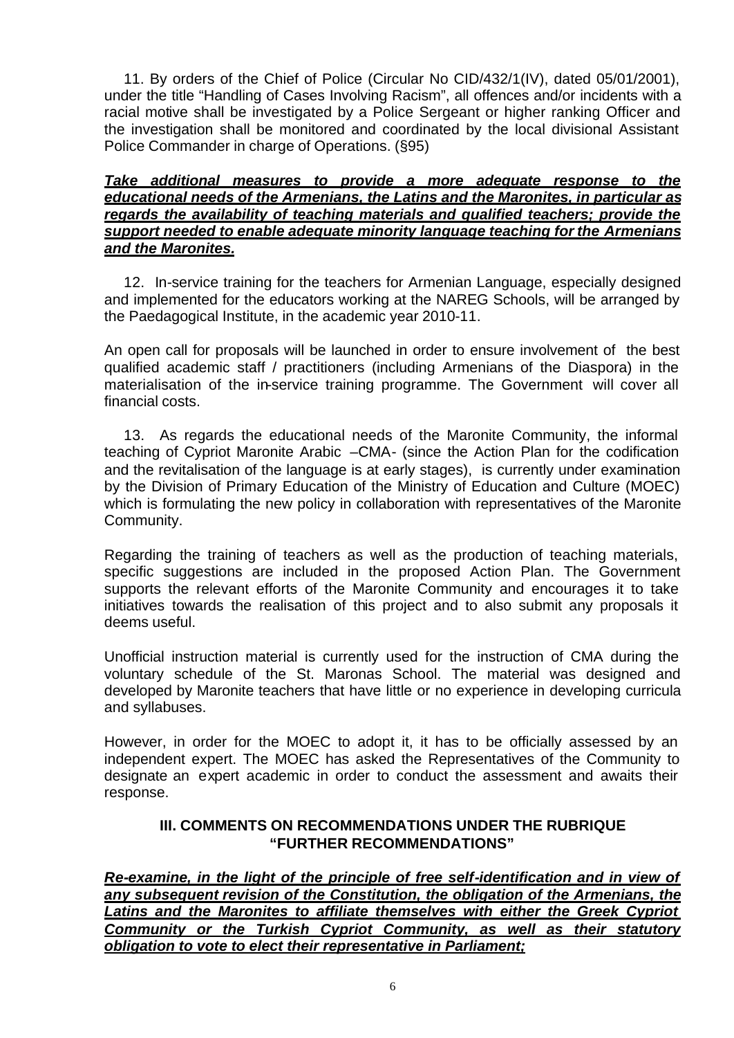11. By orders of the Chief of Police (Circular No CID/432/1(IV), dated 05/01/2001), under the title "Handling of Cases Involving Racism", all offences and/or incidents with a racial motive shall be investigated by a Police Sergeant or higher ranking Officer and the investigation shall be monitored and coordinated by the local divisional Assistant Police Commander in charge of Operations. (§95)

***Take additional measures to provide a more adequate response to the educational needs of the Armenians, the Latins and the Maronites, in particular as regards the availability of teaching materials and qualified teachers; provide the support needed to enable adequate minority language teaching for the Armenians and the Maronites.***

12. In-service training for the teachers for Armenian Language, especially designed and implemented for the educators working at the NAREG Schools, will be arranged by the Paedagogical Institute, in the academic year 2010-11.

An open call for proposals will be launched in order to ensure involvement of the best qualified academic staff / practitioners (including Armenians of the Diaspora) in the materialisation of the in-service training programme. The Government will cover all financial costs.

13. As regards the educational needs of the Maronite Community, the informal teaching of Cypriot Maronite Arabic –CMA- (since the Action Plan for the codification and the revitalisation of the language is at early stages), is currently under examination by the Division of Primary Education of the Ministry of Education and Culture (MOEC) which is formulating the new policy in collaboration with representatives of the Maronite Community.

Regarding the training of teachers as well as the production of teaching materials, specific suggestions are included in the proposed Action Plan. The Government supports the relevant efforts of the Maronite Community and encourages it to take initiatives towards the realisation of this project and to also submit any proposals it deems useful.

Unofficial instruction material is currently used for the instruction of CMA during the voluntary schedule of the St. Maronas School. The material was designed and developed by Maronite teachers that have little or no experience in developing curricula and syllabuses.

However, in order for the MOEC to adopt it, it has to be officially assessed by an independent expert. The MOEC has asked the Representatives of the Community to designate an expert academic in order to conduct the assessment and awaits their response.

## III. COMMENTS ON RECOMMENDATIONS UNDER THE RUBRIQUE "FURTHER RECOMMENDATIONS"

***Re-examine, in the light of the principle of free self-identification and in view of any subsequent revision of the Constitution, the obligation of the Armenians, the Latins and the Maronites to affiliate themselves with either the Greek Cypriot Community or the Turkish Cypriot Community, as well as their statutory obligation to vote to elect their representative in Parliament;***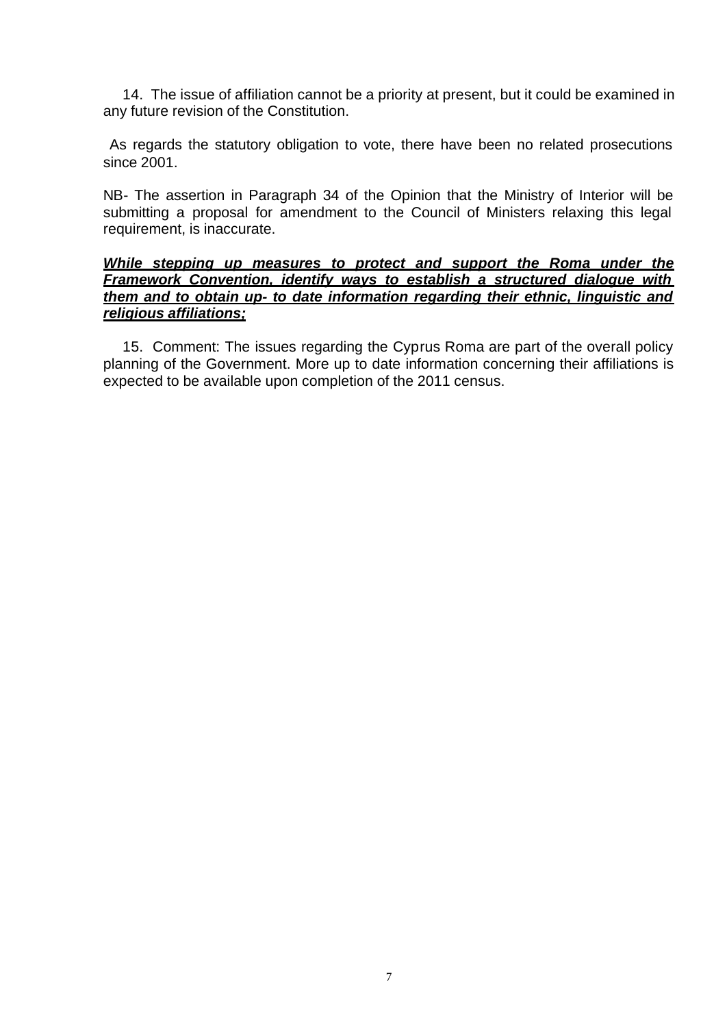14. The issue of affiliation cannot be a priority at present, but it could be examined in any future revision of the Constitution.

As regards the statutory obligation to vote, there have been no related prosecutions since 2001.

NB- The assertion in Paragraph 34 of the Opinion that the Ministry of Interior will be submitting a proposal for amendment to the Council of Ministers relaxing this legal requirement, is inaccurate.

***While stepping up measures to protect and support the Roma under the Framework Convention, identify ways to establish a structured dialogue with them and to obtain up- to date information regarding their ethnic, linguistic and religious affiliations;***

15. Comment: The issues regarding the Cyprus Roma are part of the overall policy planning of the Government. More up to date information concerning their affiliations is expected to be available upon completion of the 2011 census.